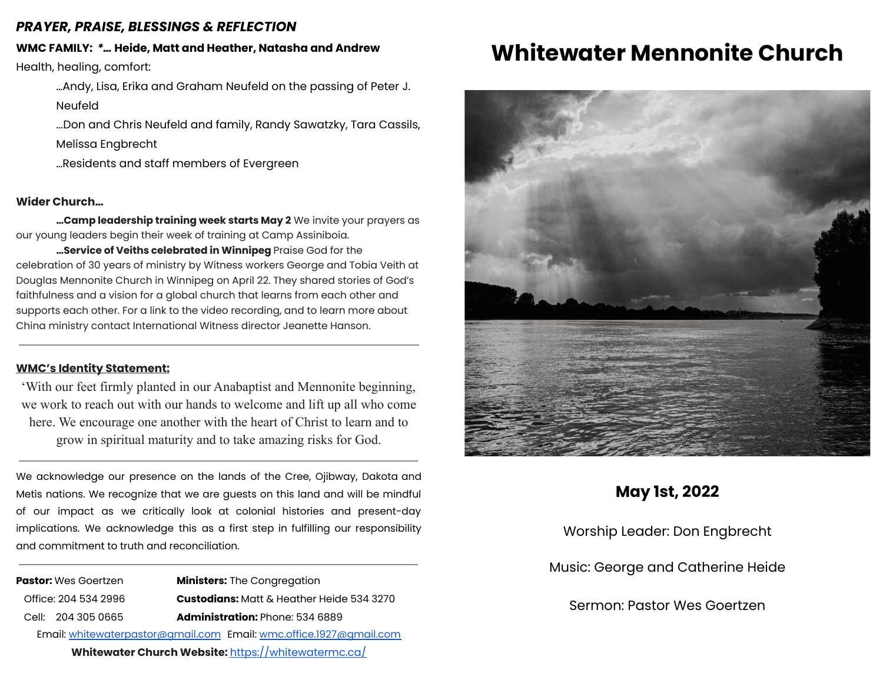## *PRAYER, PRAISE, BLESSINGS & REFLECTION*

**WMC FAMILY: *... Heide, Matt and Heather, Natasha and Andrew**

Health, healing, comfort:

...Andy, Lisa, Erika and Graham Neufeld on the passing of Peter J. Neufeld

...Don and Chris Neufeld and family, Randy Sawatzky, Tara Cassils, Melissa Engbrecht

...Residents and staff members of Evergreen

**Wider Church...**

**...Camp leadership training week starts May 2** We invite your prayers as our young leaders begin their week of training at Camp Assiniboia.

**...Service of Veiths celebrated in Winnipeg** Praise God for the celebration of 30 years of ministry by Witness workers George and Tobia Veith at Douglas Mennonite Church in Winnipeg on April 22. They shared stories of God's faithfulness and a vision for a global church that learns from each other and supports each other. For a link to the video recording, and to learn more about China ministry contact International Witness director Jeanette Hanson.

---

**WMC's Identity Statement:**

'With our feet firmly planted in our Anabaptist and Mennonite beginning, we work to reach out with our hands to welcome and lift up all who come here. We encourage one another with the heart of Christ to learn and to grow in spiritual maturity and to take amazing risks for God.

---

We acknowledge our presence on the lands of the Cree, Ojibway, Dakota and Metis nations. We recognize that we are guests on this land and will be mindful of our impact as we critically look at colonial histories and present-day implications. We acknowledge this as a first step in fulfilling our responsibility and commitment to truth and reconciliation.

---

**Pastor:** Wes Goertzen
Office: 204 534 2996
Cell: 204 305 0665
Email: whitewaterpastor@gmail.com

**Ministers:** The Congregation
**Custodians:** Matt & Heather Heide 534 3270
**Administration:** Phone: 534 6889
Email: wmc.office.1927@gmail.com

**Whitewater Church Website:** https://whitewatermc.ca/

# Whitewater Mennonite Church

**May 1st, 2022**

Worship Leader: Don Engbrecht

Music: George and Catherine Heide

Sermon: Pastor Wes Goertzen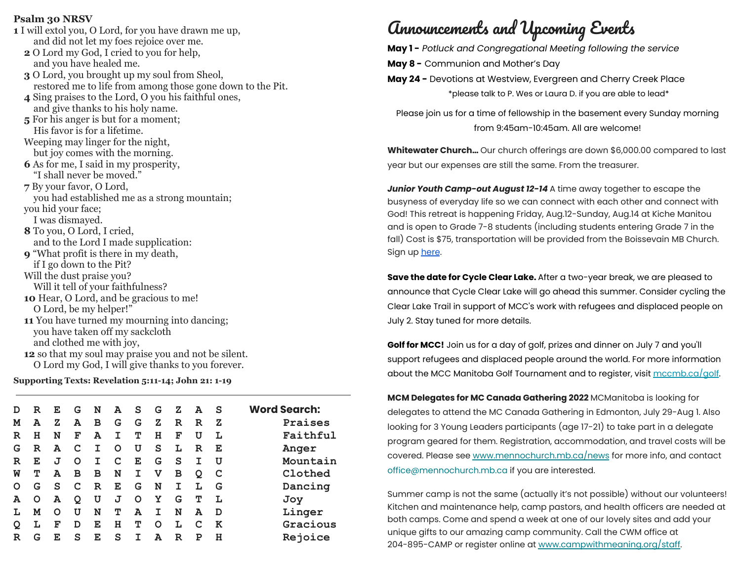**Psalm 30 NRSV**

**1** I will extol you, O Lord, for you have drawn me up,
and did not let my foes rejoice over me.
**2** O Lord my God, I cried to you for help,
and you have healed me.
**3** O Lord, you brought up my soul from Sheol,
restored me to life from among those gone down to the Pit.
**4** Sing praises to the Lord, O you his faithful ones,
and give thanks to his holy name.
**5** For his anger is but for a moment;
His favor is for a lifetime.
Weeping may linger for the night,
but joy comes with the morning.
**6** As for me, I said in my prosperity,
"I shall never be moved."
**7** By your favor, O Lord,
you had established me as a strong mountain;
you hid your face;
I was dismayed.
**8** To you, O Lord, I cried,
and to the Lord I made supplication:
**9** "What profit is there in my death,
if I go down to the Pit?
Will the dust praise you?
Will it tell of your faithfulness?
**10** Hear, O Lord, and be gracious to me!
O Lord, be my helper!"
**11** You have turned my mourning into dancing;
you have taken off my sackcloth
and clothed me with joy,
**12** so that my soul may praise you and not be silent.
O Lord my God, I will give thanks to you forever.

**Supporting Texts: Revelation 5:11-14; John 21: 1-19**

---

| | | | | | | | | | | |
|---|---|---|---|---|---|---|---|---|---|---|
| D | R | E | G | N | A | S | G | Z | A | S |
| M | A | Z | A | B | G | G | Z | R | R | Z |
| R | H | N | F | A | I | T | H | F | U | L |
| G | R | A | C | I | O | U | S | L | R | E |
| R | E | J | O | I | C | E | G | S | I | U |
| W | T | A | B | B | N | I | V | B | Q | C |
| O | G | S | C | R | E | G | N | I | L | G |
| A | O | A | Q | U | J | O | Y | G | T | L |
| L | M | O | U | N | T | A | I | N | A | D |
| Q | L | F | D | E | H | T | O | L | C | K |
| R | G | E | S | E | S | I | A | R | P | H |

**Word Search:**
Praises
Faithful
Anger
Mountain
Clothed
Dancing
Joy
Linger
Gracious
Rejoice

# Announcements and Upcoming Events

**May 1 -** *Potluck and Congregational Meeting following the service*

**May 8 -** Communion and Mother's Day

**May 24 -** Devotions at Westview, Evergreen and Cherry Creek Place
*please talk to P. Wes or Laura D. if you are able to lead*

Please join us for a time of fellowship in the basement every Sunday morning from 9:45am-10:45am. All are welcome!

**Whitewater Church...** Our church offerings are down $6,000.00 compared to last year but our expenses are still the same. From the treasurer.

***Junior Youth Camp-out August 12-14*** A time away together to escape the busyness of everyday life so we can connect with each other and connect with God! This retreat is happening Friday, Aug.12-Sunday, Aug.14 at Kiche Manitou and is open to Grade 7-8 students (including students entering Grade 7 in the fall) Cost is $75, transportation will be provided from the Boissevain MB Church. Sign up here.

**Save the date for Cycle Clear Lake.** After a two-year break, we are pleased to announce that Cycle Clear Lake will go ahead this summer. Consider cycling the Clear Lake Trail in support of MCC's work with refugees and displaced people on July 2. Stay tuned for more details.

**Golf for MCC!** Join us for a day of golf, prizes and dinner on July 7 and you'll support refugees and displaced people around the world. For more information about the MCC Manitoba Golf Tournament and to register, visit mccmb.ca/golf.

**MCM Delegates for MC Canada Gathering 2022** MCManitoba is looking for delegates to attend the MC Canada Gathering in Edmonton, July 29-Aug 1. Also looking for 3 Young Leaders participants (age 17-21) to take part in a delegate program geared for them. Registration, accommodation, and travel costs will be covered. Please see www.mennochurch.mb.ca/news for more info, and contact office@mennochurch.mb.ca if you are interested.

Summer camp is not the same (actually it's not possible) without our volunteers! Kitchen and maintenance help, camp pastors, and health officers are needed at both camps. Come and spend a week at one of our lovely sites and add your unique gifts to our amazing camp community. Call the CWM office at 204-895-CAMP or register online at www.campwithmeaning.org/staff.